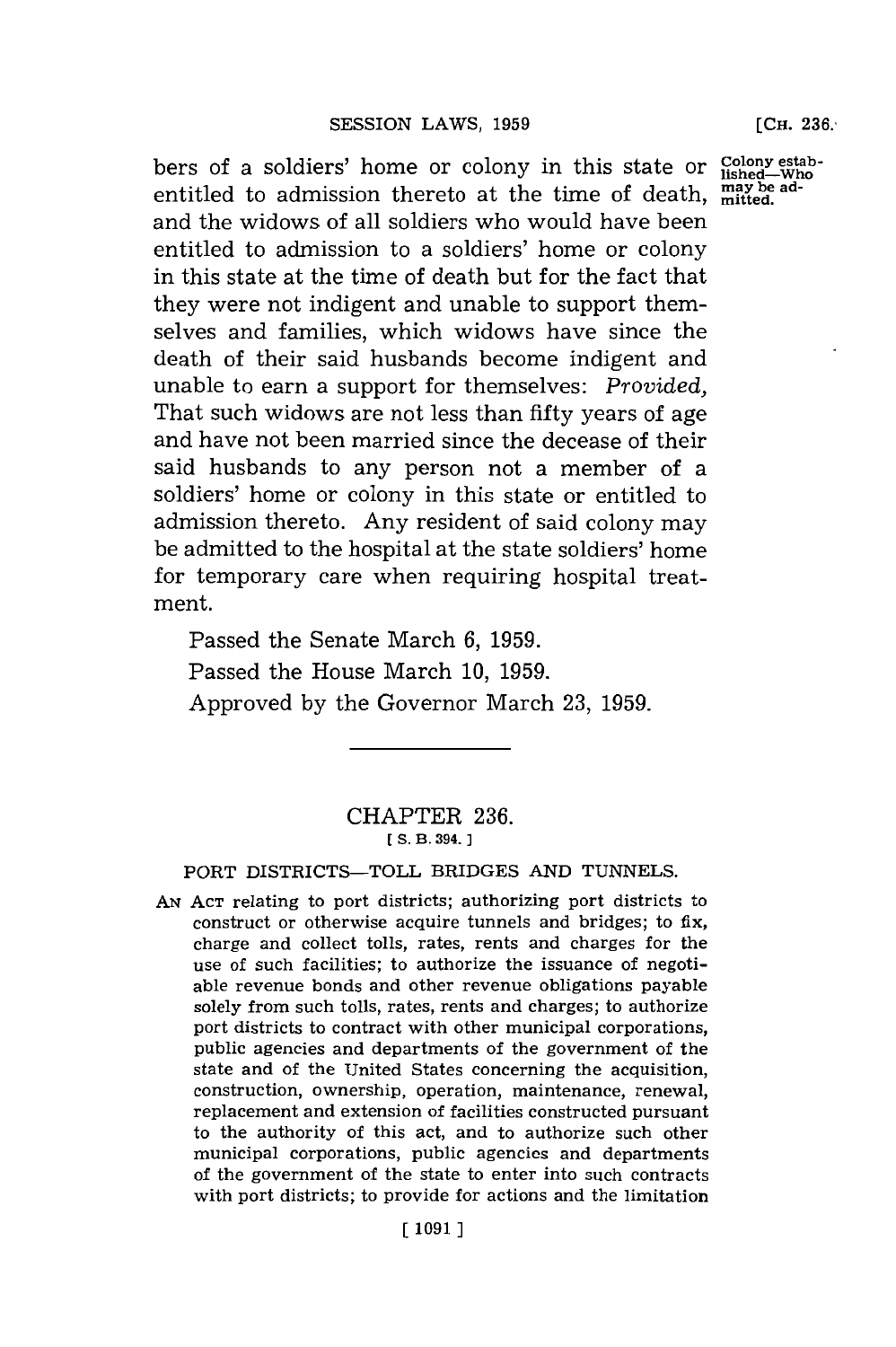bers of a soldiers' home or colony in this state or entitled to admission thereto at the time of death, and the widows of all soldiers who would have been entitled to admission to a soldiers' home or colony in this state at the time of death but for the fact that they were not indigent and unable to support themselves and families, which widows have since the death of their said husbands become indigent and unable to earn a support for themselves: *Provided*, That such widows are not less than fifty years of age and have not been married since the decease of their said husbands to any person not a member of a soldiers' home or colony in this state or entitled to admission thereto. Any resident of said colony may be admitted to the hospital at the state soldiers' home for temporary care when requiring hospital treatment.

Colony established—Who may be admitted.

Passed the Senate March 6, 1959.

Passed the House March 10, 1959.

Approved by the Governor March 23, 1959.

---

## CHAPTER 236.

[ S. B. 394. ]

### PORT DISTRICTS—TOLL BRIDGES AND TUNNELS.

AN ACT relating to port districts; authorizing port districts to construct or otherwise acquire tunnels and bridges; to fix, charge and collect tolls, rates, rents and charges for the use of such facilities; to authorize the issuance of negotiable revenue bonds and other revenue obligations payable solely from such tolls, rates, rents and charges; to authorize port districts to contract with other municipal corporations, public agencies and departments of the government of the state and of the United States concerning the acquisition, construction, ownership, operation, maintenance, renewal, replacement and extension of facilities constructed pursuant to the authority of this act, and to authorize such other municipal corporations, public agencies and departments of the government of the state to enter into such contracts with port districts; to provide for actions and the limitation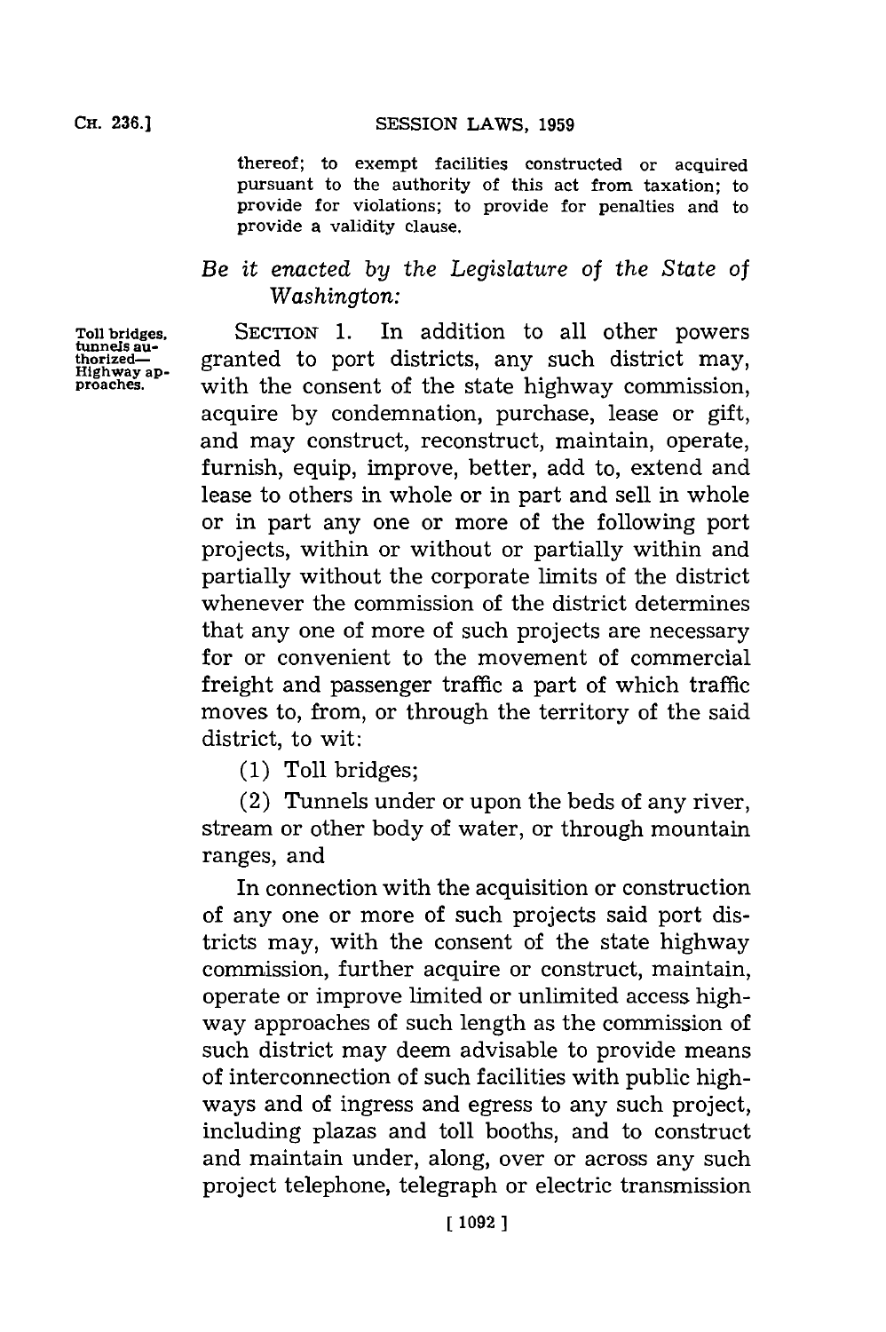thereof; to exempt facilities constructed or acquired pursuant to the authority of this act from taxation; to provide for violations; to provide for penalties and to provide a validity clause.

*Be it enacted by the Legislature of the State of Washington:*

**Toll bridges, tunnels authorized—Highway approaches.**

SECTION 1. In addition to all other powers granted to port districts, any such district may, with the consent of the state highway commission, acquire by condemnation, purchase, lease or gift, and may construct, reconstruct, maintain, operate, furnish, equip, improve, better, add to, extend and lease to others in whole or in part and sell in whole or in part any one or more of the following port projects, within or without or partially within and partially without the corporate limits of the district whenever the commission of the district determines that any one of more of such projects are necessary for or convenient to the movement of commercial freight and passenger traffic a part of which traffic moves to, from, or through the territory of the said district, to wit:

(1) Toll bridges;

(2) Tunnels under or upon the beds of any river, stream or other body of water, or through mountain ranges, and

In connection with the acquisition or construction of any one or more of such projects said port districts may, with the consent of the state highway commission, further acquire or construct, maintain, operate or improve limited or unlimited access highway approaches of such length as the commission of such district may deem advisable to provide means of interconnection of such facilities with public highways and of ingress and egress to any such project, including plazas and toll booths, and to construct and maintain under, along, over or across any such project telephone, telegraph or electric transmission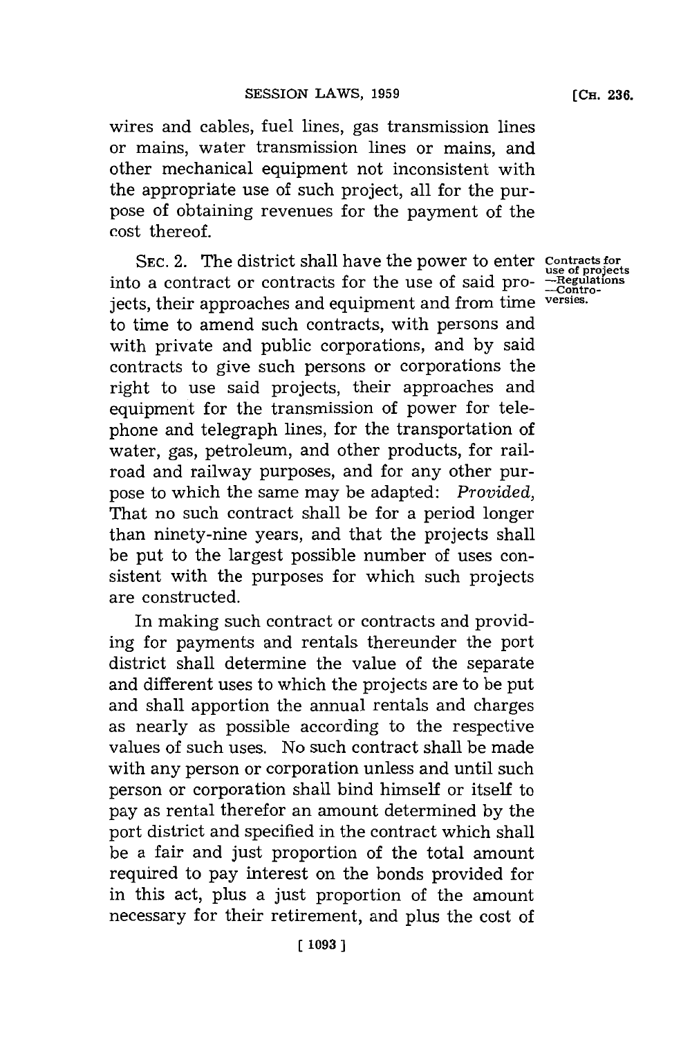wires and cables, fuel lines, gas transmission lines or mains, water transmission lines or mains, and other mechanical equipment not inconsistent with the appropriate use of such project, all for the purpose of obtaining revenues for the payment of the cost thereof.

SEC. 2. The district shall have the power to enter into a contract or contracts for the use of said projects, their approaches and equipment and from time to time to amend such contracts, with persons and with private and public corporations, and by said contracts to give such persons or corporations the right to use said projects, their approaches and equipment for the transmission of power for telephone and telegraph lines, for the transportation of water, gas, petroleum, and other products, for railroad and railway purposes, and for any other purpose to which the same may be adapted: *Provided*, That no such contract shall be for a period longer than ninety-nine years, and that the projects shall be put to the largest possible number of uses consistent with the purposes for which such projects are constructed.

Contracts for use of projects —Regulations —Controversies.

In making such contract or contracts and providing for payments and rentals thereunder the port district shall determine the value of the separate and different uses to which the projects are to be put and shall apportion the annual rentals and charges as nearly as possible according to the respective values of such uses. No such contract shall be made with any person or corporation unless and until such person or corporation shall bind himself or itself to pay as rental therefor an amount determined by the port district and specified in the contract which shall be a fair and just proportion of the total amount required to pay interest on the bonds provided for in this act, plus a just proportion of the amount necessary for their retirement, and plus the cost of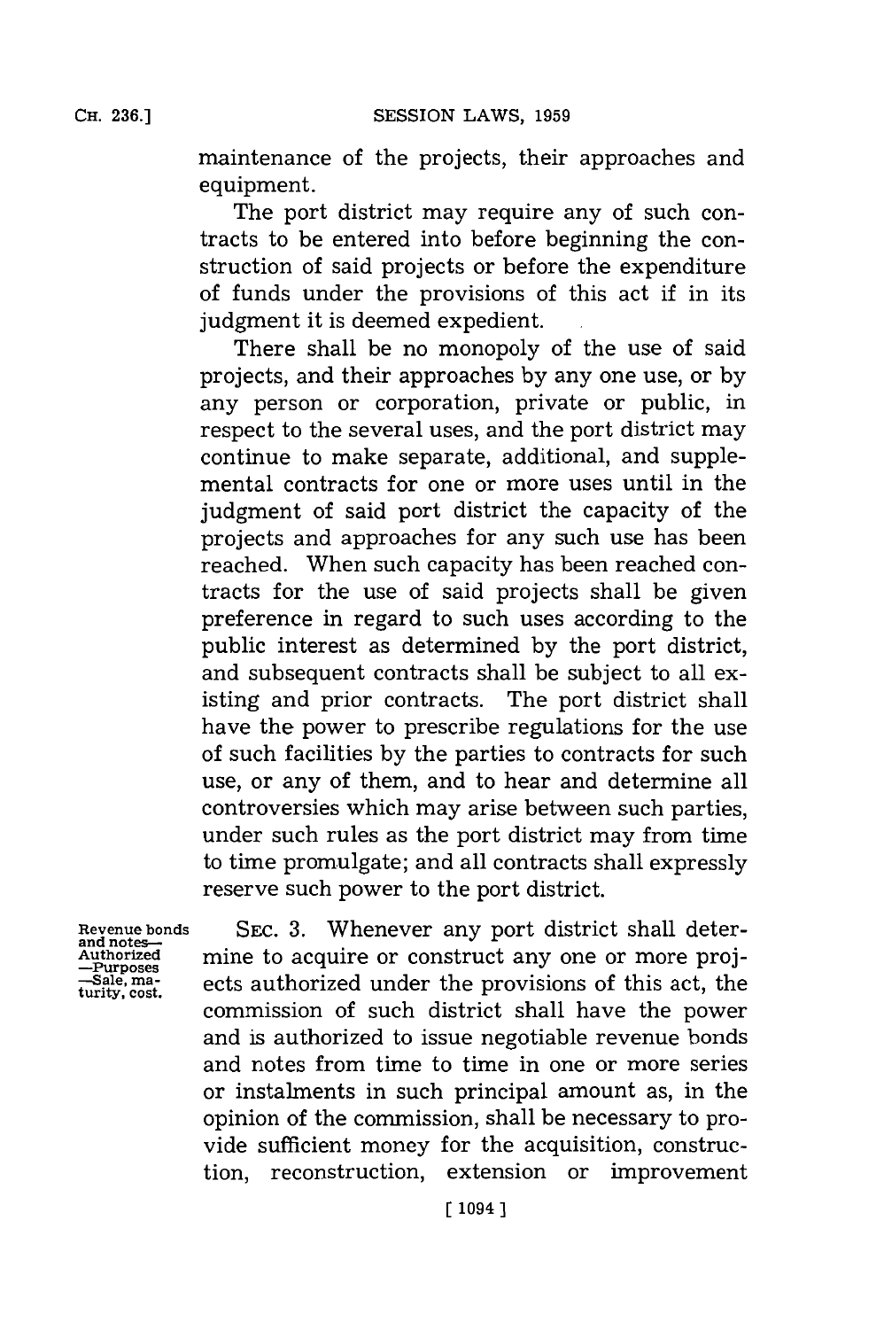maintenance of the projects, their approaches and equipment.

The port district may require any of such contracts to be entered into before beginning the construction of said projects or before the expenditure of funds under the provisions of this act if in its judgment it is deemed expedient.

There shall be no monopoly of the use of said projects, and their approaches by any one use, or by any person or corporation, private or public, in respect to the several uses, and the port district may continue to make separate, additional, and supplemental contracts for one or more uses until in the judgment of said port district the capacity of the projects and approaches for any such use has been reached. When such capacity has been reached contracts for the use of said projects shall be given preference in regard to such uses according to the public interest as determined by the port district, and subsequent contracts shall be subject to all existing and prior contracts. The port district shall have the power to prescribe regulations for the use of such facilities by the parties to contracts for such use, or any of them, and to hear and determine all controversies which may arise between such parties, under such rules as the port district may from time to time promulgate; and all contracts shall expressly reserve such power to the port district.

Revenue bonds and notes—Authorized—Purposes—Sale, maturity, cost.

SEC. 3. Whenever any port district shall determine to acquire or construct any one or more projects authorized under the provisions of this act, the commission of such district shall have the power and is authorized to issue negotiable revenue bonds and notes from time to time in one or more series or instalments in such principal amount as, in the opinion of the commission, shall be necessary to provide sufficient money for the acquisition, construction, reconstruction, extension or improvement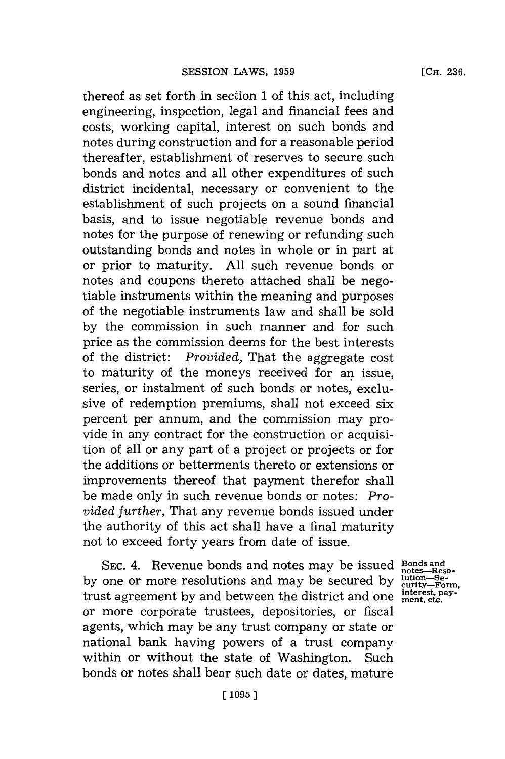thereof as set forth in section 1 of this act, including engineering, inspection, legal and financial fees and costs, working capital, interest on such bonds and notes during construction and for a reasonable period thereafter, establishment of reserves to secure such bonds and notes and all other expenditures of such district incidental, necessary or convenient to the establishment of such projects on a sound financial basis, and to issue negotiable revenue bonds and notes for the purpose of renewing or refunding such outstanding bonds and notes in whole or in part at or prior to maturity. All such revenue bonds or notes and coupons thereto attached shall be negotiable instruments within the meaning and purposes of the negotiable instruments law and shall be sold by the commission in such manner and for such price as the commission deems for the best interests of the district: *Provided,* That the aggregate cost to maturity of the moneys received for an issue, series, or instalment of such bonds or notes, exclusive of redemption premiums, shall not exceed six percent per annum, and the commission may provide in any contract for the construction or acquisition of all or any part of a project or projects or for the additions or betterments thereto or extensions or improvements thereof that payment therefor shall be made only in such revenue bonds or notes: *Provided further,* That any revenue bonds issued under the authority of this act shall have a final maturity not to exceed forty years from date of issue.

**Bonds and notes—Resolution—Security—Form, interest, payment, etc.**

SEC. 4. Revenue bonds and notes may be issued by one or more resolutions and may be secured by trust agreement by and between the district and one or more corporate trustees, depositories, or fiscal agents, which may be any trust company or state or national bank having powers of a trust company within or without the state of Washington. Such bonds or notes shall bear such date or dates, mature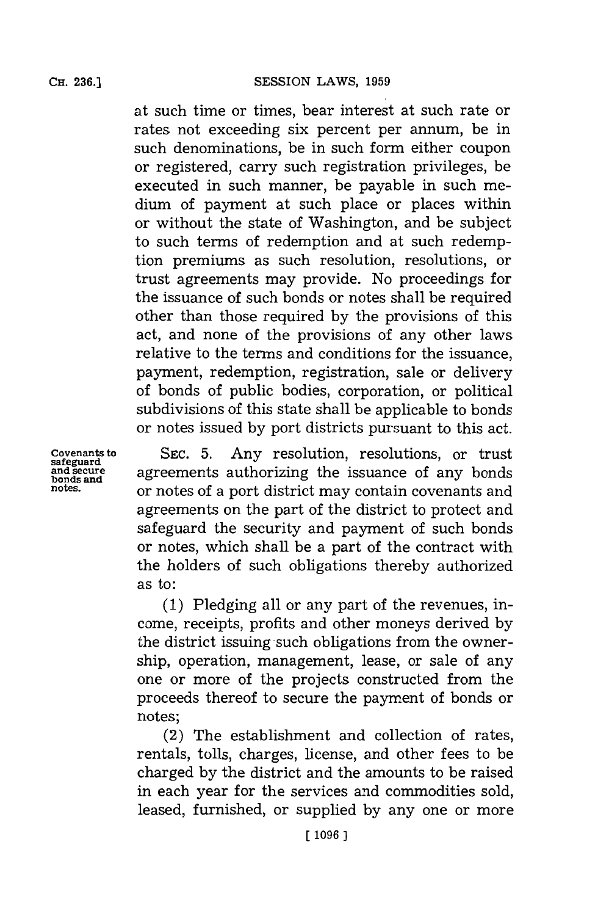at such time or times, bear interest at such rate or rates not exceeding six percent per annum, be in such denominations, be in such form either coupon or registered, carry such registration privileges, be executed in such manner, be payable in such medium of payment at such place or places within or without the state of Washington, and be subject to such terms of redemption and at such redemption premiums as such resolution, resolutions, or trust agreements may provide. No proceedings for the issuance of such bonds or notes shall be required other than those required by the provisions of this act, and none of the provisions of any other laws relative to the terms and conditions for the issuance, payment, redemption, registration, sale or delivery of bonds of public bodies, corporation, or political subdivisions of this state shall be applicable to bonds or notes issued by port districts pursuant to this act.

*Covenants to safeguard and secure bonds and notes.*

SEC. 5. Any resolution, resolutions, or trust agreements authorizing the issuance of any bonds or notes of a port district may contain covenants and agreements on the part of the district to protect and safeguard the security and payment of such bonds or notes, which shall be a part of the contract with the holders of such obligations thereby authorized as to:

(1) Pledging all or any part of the revenues, income, receipts, profits and other moneys derived by the district issuing such obligations from the ownership, operation, management, lease, or sale of any one or more of the projects constructed from the proceeds thereof to secure the payment of bonds or notes;

(2) The establishment and collection of rates, rentals, tolls, charges, license, and other fees to be charged by the district and the amounts to be raised in each year for the services and commodities sold, leased, furnished, or supplied by any one or more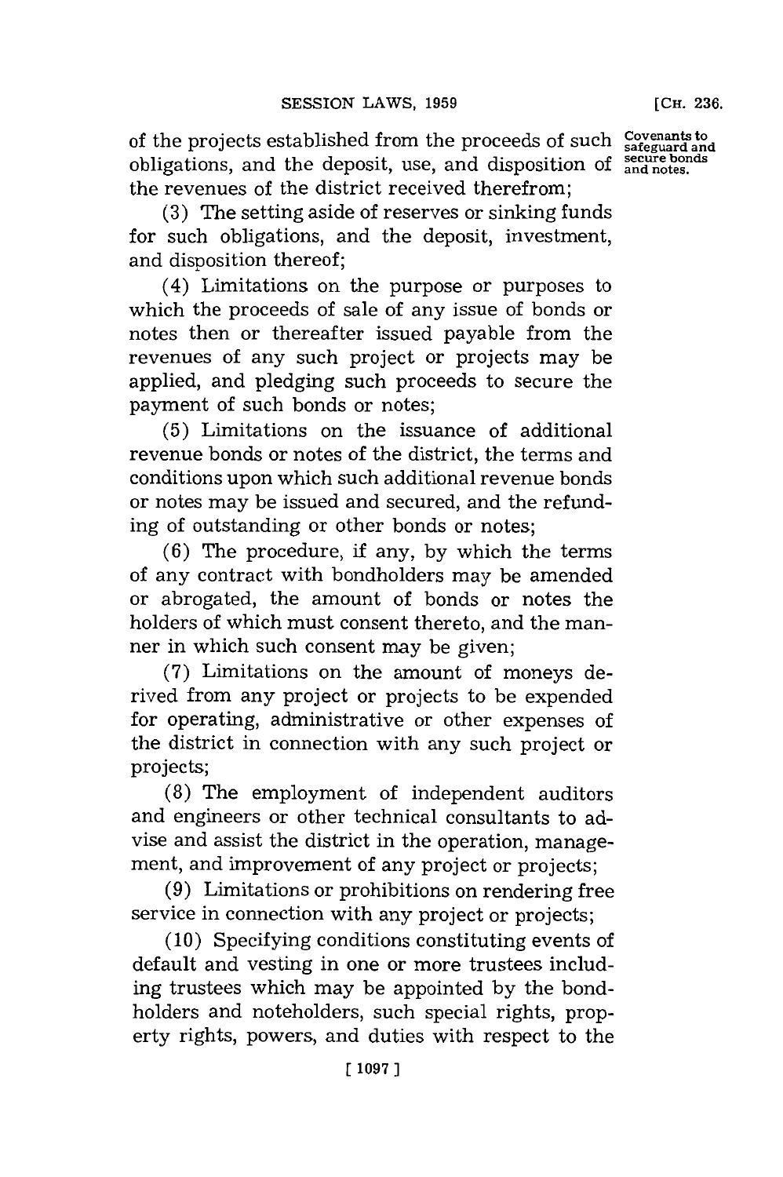of the projects established from the proceeds of such obligations, and the deposit, use, and disposition of the revenues of the district received therefrom;

Covenants to safeguard and secure bonds and notes.

(3) The setting aside of reserves or sinking funds for such obligations, and the deposit, investment, and disposition thereof;

(4) Limitations on the purpose or purposes to which the proceeds of sale of any issue of bonds or notes then or thereafter issued payable from the revenues of any such project or projects may be applied, and pledging such proceeds to secure the payment of such bonds or notes;

(5) Limitations on the issuance of additional revenue bonds or notes of the district, the terms and conditions upon which such additional revenue bonds or notes may be issued and secured, and the refunding of outstanding or other bonds or notes;

(6) The procedure, if any, by which the terms of any contract with bondholders may be amended or abrogated, the amount of bonds or notes the holders of which must consent thereto, and the manner in which such consent may be given;

(7) Limitations on the amount of moneys derived from any project or projects to be expended for operating, administrative or other expenses of the district in connection with any such project or projects;

(8) The employment of independent auditors and engineers or other technical consultants to advise and assist the district in the operation, management, and improvement of any project or projects;

(9) Limitations or prohibitions on rendering free service in connection with any project or projects;

(10) Specifying conditions constituting events of default and vesting in one or more trustees including trustees which may be appointed by the bondholders and noteholders, such special rights, property rights, powers, and duties with respect to the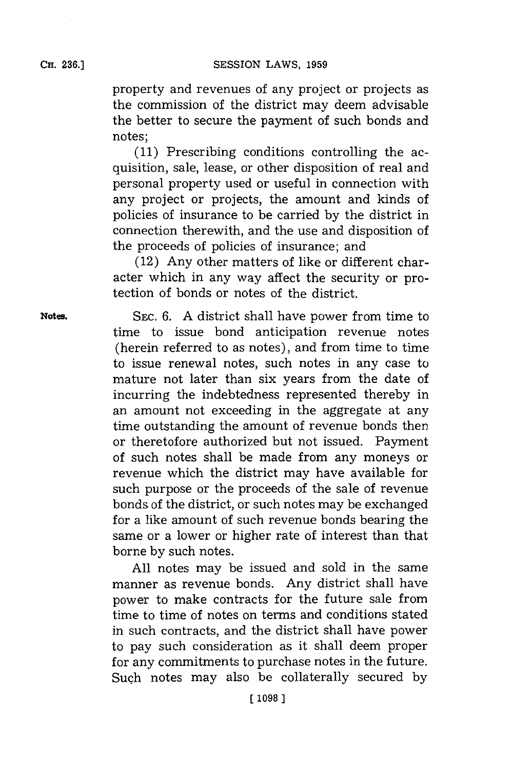property and revenues of any project or projects as the commission of the district may deem advisable the better to secure the payment of such bonds and notes;

(11) Prescribing conditions controlling the acquisition, sale, lease, or other disposition of real and personal property used or useful in connection with any project or projects, the amount and kinds of policies of insurance to be carried by the district in connection therewith, and the use and disposition of the proceeds of policies of insurance; and

(12) Any other matters of like or different character which in any way affect the security or protection of bonds or notes of the district.

**Notes.** SEC. 6. A district shall have power from time to time to issue bond anticipation revenue notes (herein referred to as notes), and from time to time to issue renewal notes, such notes in any case to mature not later than six years from the date of incurring the indebtedness represented thereby in an amount not exceeding in the aggregate at any time outstanding the amount of revenue bonds then or theretofore authorized but not issued. Payment of such notes shall be made from any moneys or revenue which the district may have available for such purpose or the proceeds of the sale of revenue bonds of the district, or such notes may be exchanged for a like amount of such revenue bonds bearing the same or a lower or higher rate of interest than that borne by such notes.

All notes may be issued and sold in the same manner as revenue bonds. Any district shall have power to make contracts for the future sale from time to time of notes on terms and conditions stated in such contracts, and the district shall have power to pay such consideration as it shall deem proper for any commitments to purchase notes in the future. Such notes may also be collaterally secured by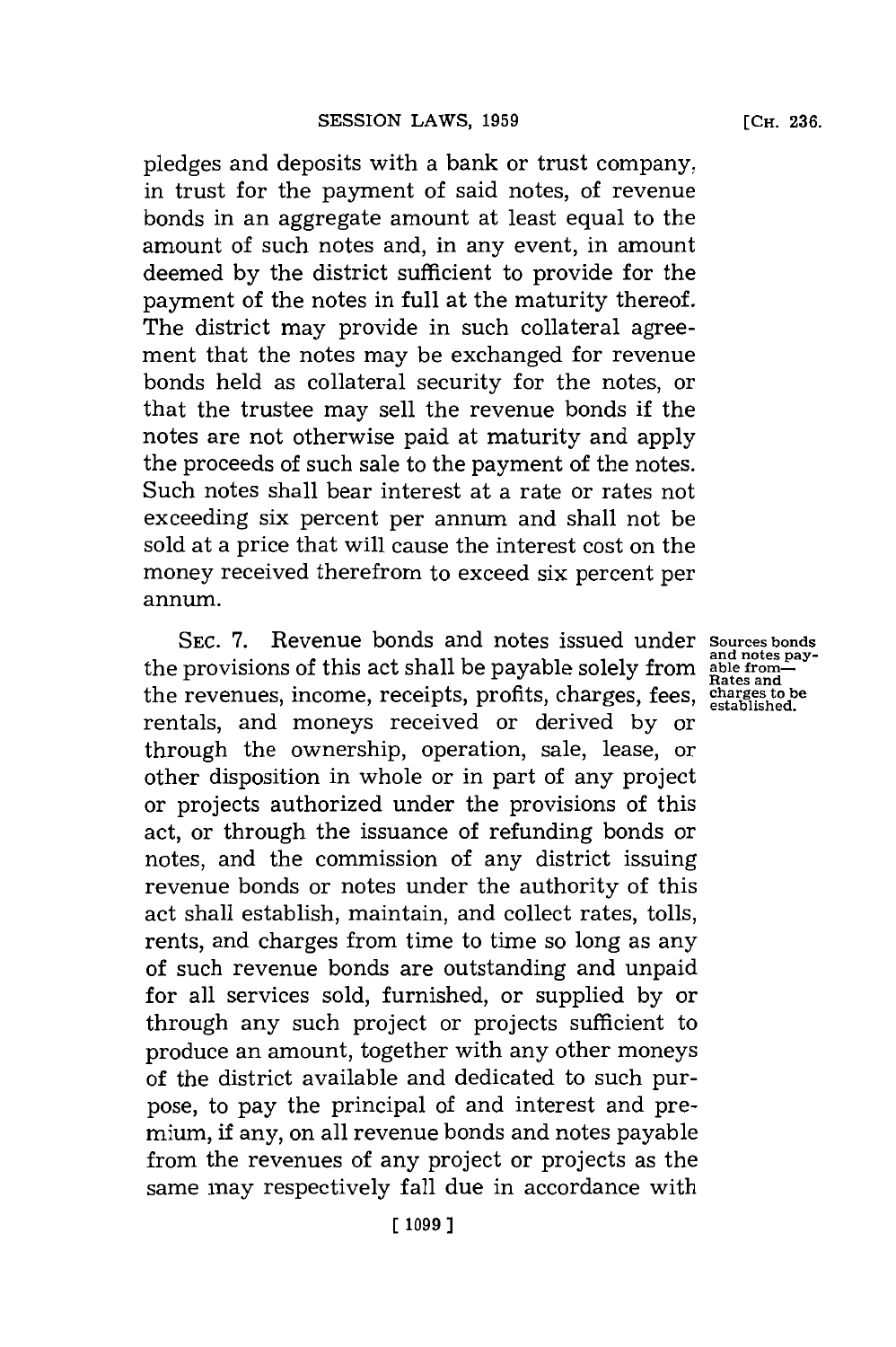pledges and deposits with a bank or trust company, in trust for the payment of said notes, of revenue bonds in an aggregate amount at least equal to the amount of such notes and, in any event, in amount deemed by the district sufficient to provide for the payment of the notes in full at the maturity thereof. The district may provide in such collateral agreement that the notes may be exchanged for revenue bonds held as collateral security for the notes, or that the trustee may sell the revenue bonds if the notes are not otherwise paid at maturity and apply the proceeds of such sale to the payment of the notes. Such notes shall bear interest at a rate or rates not exceeding six percent per annum and shall not be sold at a price that will cause the interest cost on the money received therefrom to exceed six percent per annum.

Sources bonds and notes payable from—Rates and charges to be established.

SEC. 7. Revenue bonds and notes issued under the provisions of this act shall be payable solely from the revenues, income, receipts, profits, charges, fees, rentals, and moneys received or derived by or through the ownership, operation, sale, lease, or other disposition in whole or in part of any project or projects authorized under the provisions of this act, or through the issuance of refunding bonds or notes, and the commission of any district issuing revenue bonds or notes under the authority of this act shall establish, maintain, and collect rates, tolls, rents, and charges from time to time so long as any of such revenue bonds are outstanding and unpaid for all services sold, furnished, or supplied by or through any such project or projects sufficient to produce an amount, together with any other moneys of the district available and dedicated to such purpose, to pay the principal of and interest and premium, if any, on all revenue bonds and notes payable from the revenues of any project or projects as the same may respectively fall due in accordance with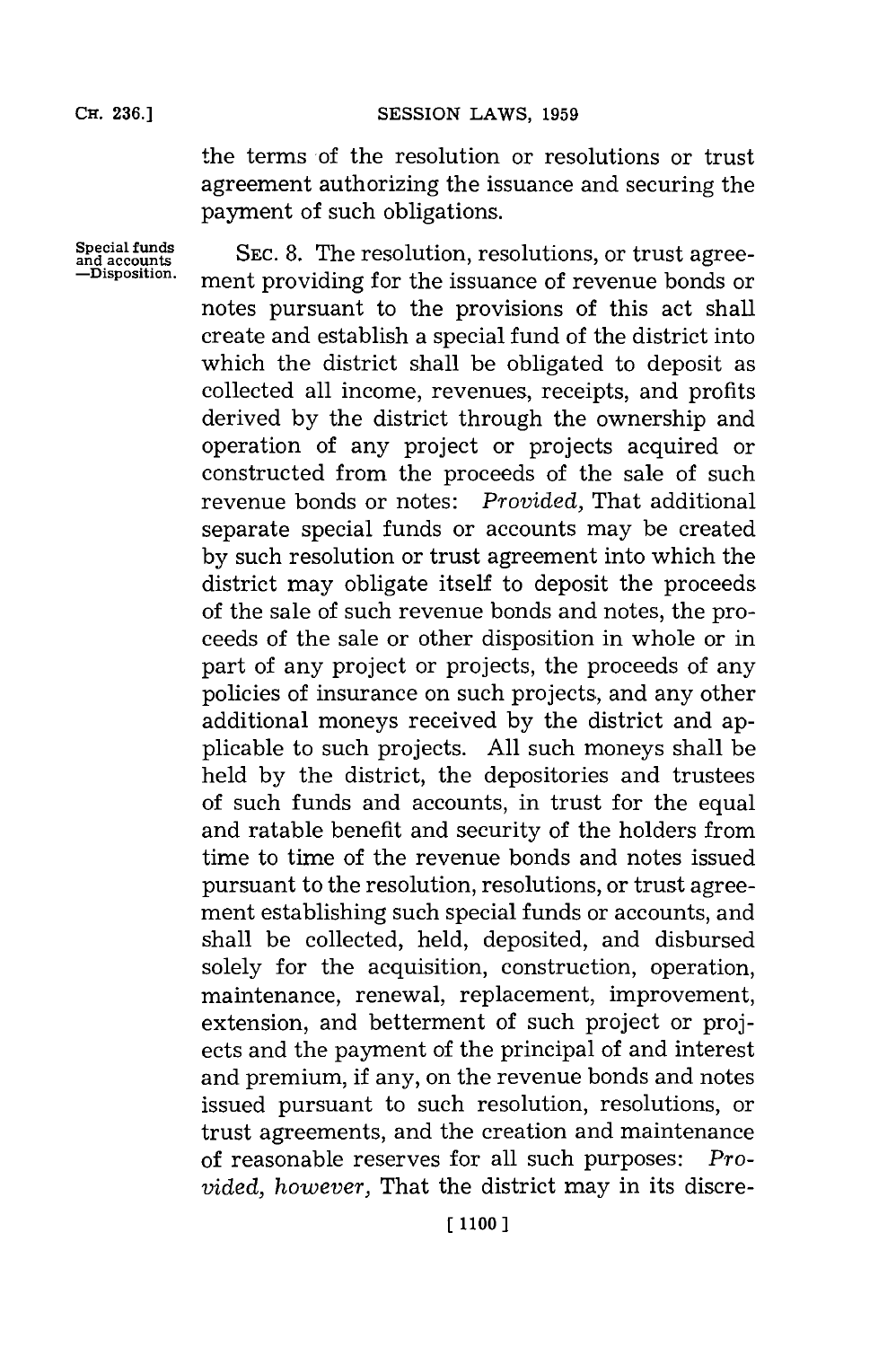the terms of the resolution or resolutions or trust agreement authorizing the issuance and securing the payment of such obligations.

**Special funds and accounts —Disposition.**

SEC. 8. The resolution, resolutions, or trust agreement providing for the issuance of revenue bonds or notes pursuant to the provisions of this act shall create and establish a special fund of the district into which the district shall be obligated to deposit as collected all income, revenues, receipts, and profits derived by the district through the ownership and operation of any project or projects acquired or constructed from the proceeds of the sale of such revenue bonds or notes: *Provided,* That additional separate special funds or accounts may be created by such resolution or trust agreement into which the district may obligate itself to deposit the proceeds of the sale of such revenue bonds and notes, the proceeds of the sale or other disposition in whole or in part of any project or projects, the proceeds of any policies of insurance on such projects, and any other additional moneys received by the district and applicable to such projects. All such moneys shall be held by the district, the depositories and trustees of such funds and accounts, in trust for the equal and ratable benefit and security of the holders from time to time of the revenue bonds and notes issued pursuant to the resolution, resolutions, or trust agreement establishing such special funds or accounts, and shall be collected, held, deposited, and disbursed solely for the acquisition, construction, operation, maintenance, renewal, replacement, improvement, extension, and betterment of such project or projects and the payment of the principal of and interest and premium, if any, on the revenue bonds and notes issued pursuant to such resolution, resolutions, or trust agreements, and the creation and maintenance of reasonable reserves for all such purposes: *Provided, however,* That the district may in its discre-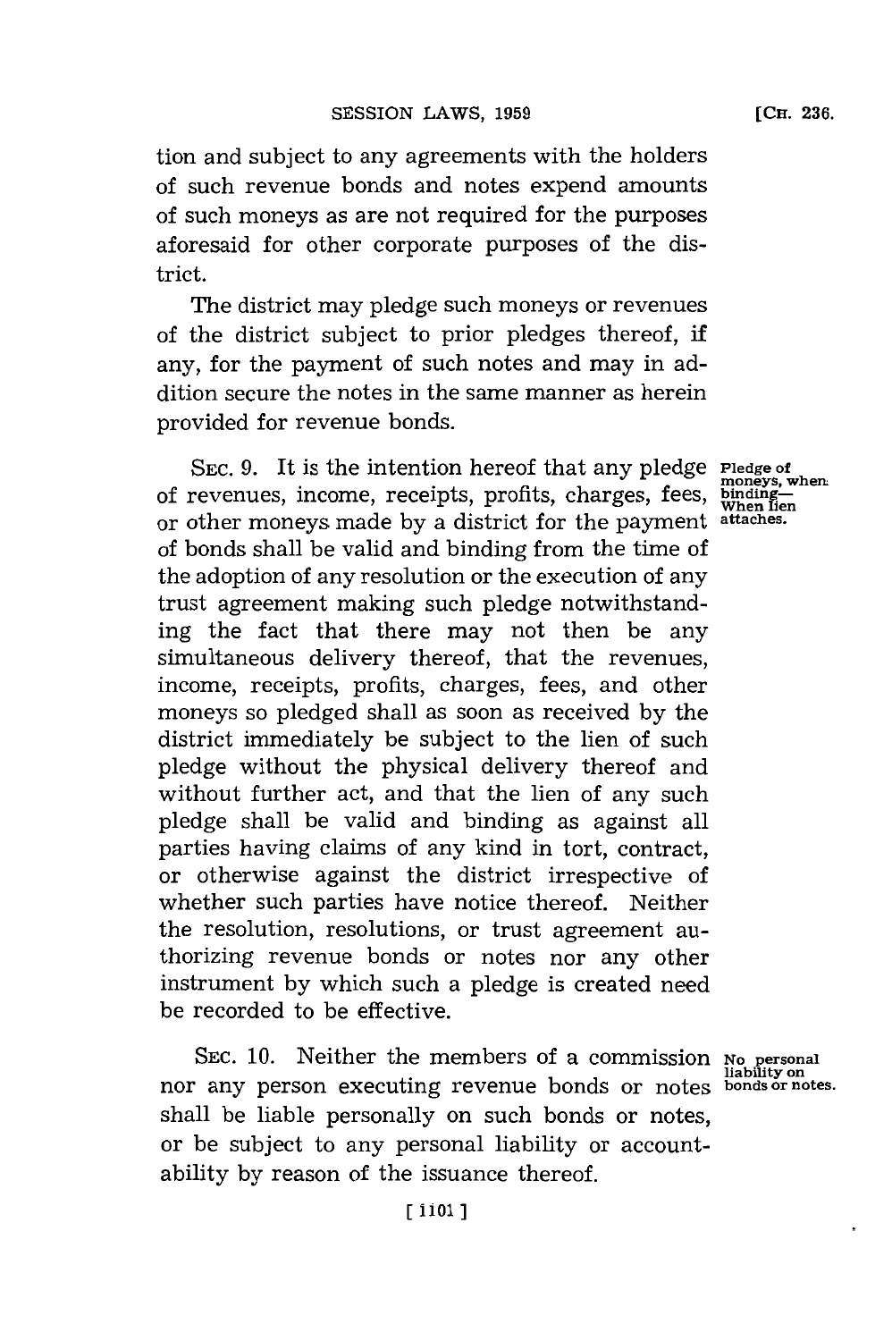tion and subject to any agreements with the holders of such revenue bonds and notes expend amounts of such moneys as are not required for the purposes aforesaid for other corporate purposes of the district.

The district may pledge such moneys or revenues of the district subject to prior pledges thereof, if any, for the payment of such notes and may in addition secure the notes in the same manner as herein provided for revenue bonds.

SEC. 9. It is the intention hereof that any pledge of revenues, income, receipts, profits, charges, fees, or other moneys made by a district for the payment of bonds shall be valid and binding from the time of the adoption of any resolution or the execution of any trust agreement making such pledge notwithstanding the fact that there may not then be any simultaneous delivery thereof, that the revenues, income, receipts, profits, charges, fees, and other moneys so pledged shall as soon as received by the district immediately be subject to the lien of such pledge without the physical delivery thereof and without further act, and that the lien of any such pledge shall be valid and binding as against all parties having claims of any kind in tort, contract, or otherwise against the district irrespective of whether such parties have notice thereof. Neither the resolution, resolutions, or trust agreement authorizing revenue bonds or notes nor any other instrument by which such a pledge is created need be recorded to be effective.

*Pledge of moneys, when binding—When lien attaches.*

SEC. 10. Neither the members of a commission nor any person executing revenue bonds or notes shall be liable personally on such bonds or notes, or be subject to any personal liability or accountability by reason of the issuance thereof.

*No personal liability on bonds or notes.*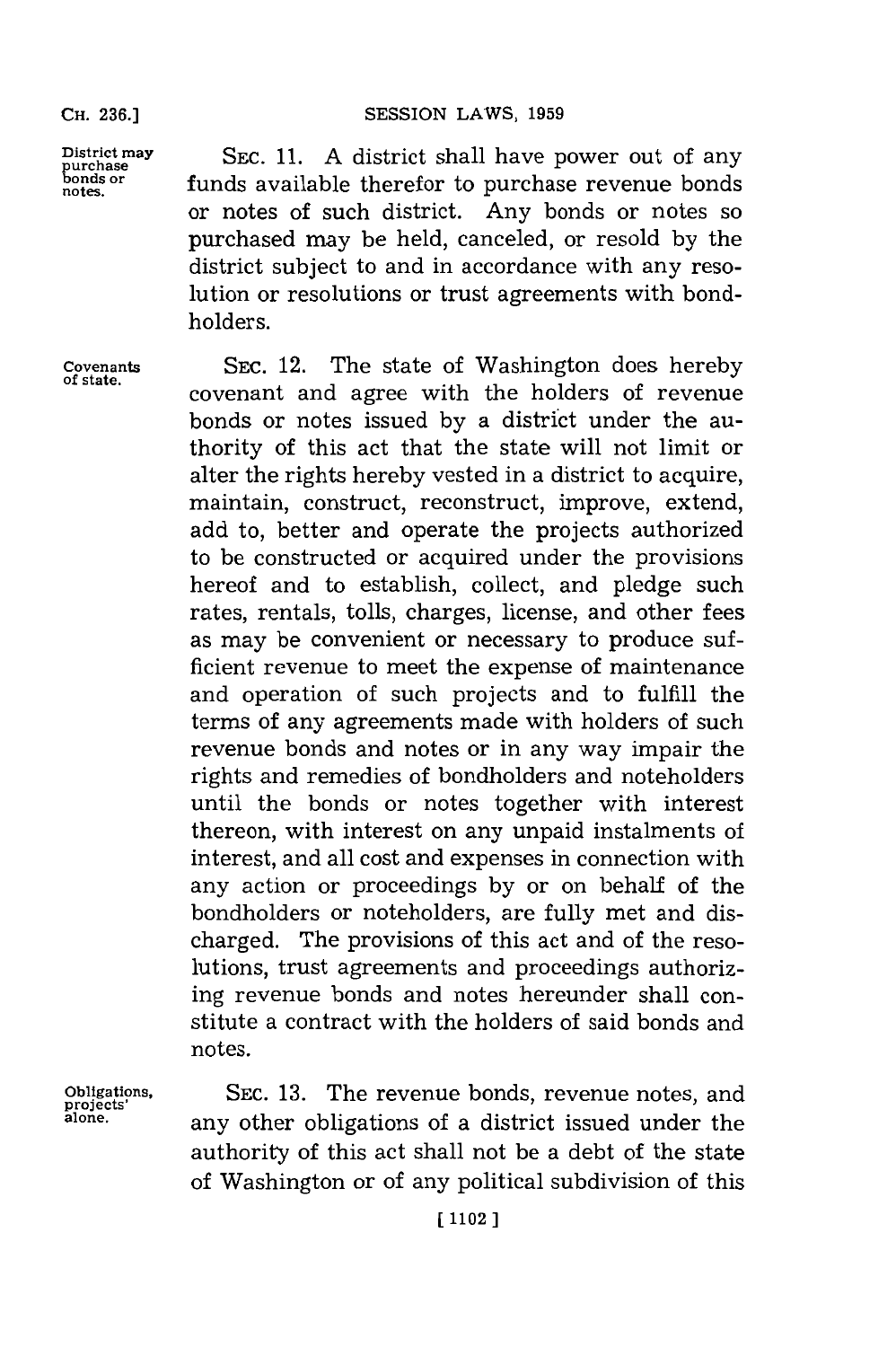**District may purchase bonds or notes.**

SEC. 11. A district shall have power out of any funds available therefor to purchase revenue bonds or notes of such district. Any bonds or notes so purchased may be held, canceled, or resold by the district subject to and in accordance with any resolution or resolutions or trust agreements with bondholders.

**Covenants of state.**

SEC. 12. The state of Washington does hereby covenant and agree with the holders of revenue bonds or notes issued by a district under the authority of this act that the state will not limit or alter the rights hereby vested in a district to acquire, maintain, construct, reconstruct, improve, extend, add to, better and operate the projects authorized to be constructed or acquired under the provisions hereof and to establish, collect, and pledge such rates, rentals, tolls, charges, license, and other fees as may be convenient or necessary to produce sufficient revenue to meet the expense of maintenance and operation of such projects and to fulfill the terms of any agreements made with holders of such revenue bonds and notes or in any way impair the rights and remedies of bondholders and noteholders until the bonds or notes together with interest thereon, with interest on any unpaid instalments of interest, and all cost and expenses in connection with any action or proceedings by or on behalf of the bondholders or noteholders, are fully met and discharged. The provisions of this act and of the resolutions, trust agreements and proceedings authorizing revenue bonds and notes hereunder shall constitute a contract with the holders of said bonds and notes.

**Obligations, projects' alone.**

SEC. 13. The revenue bonds, revenue notes, and any other obligations of a district issued under the authority of this act shall not be a debt of the state of Washington or of any political subdivision of this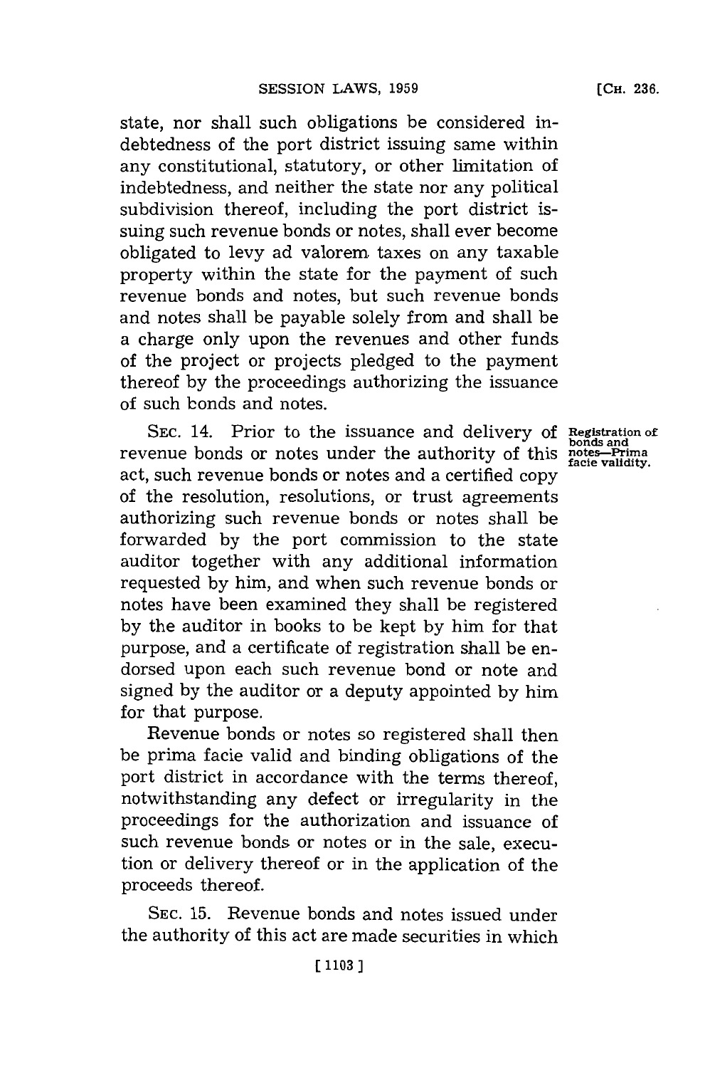state, nor shall such obligations be considered indebtedness of the port district issuing same within any constitutional, statutory, or other limitation of indebtedness, and neither the state nor any political subdivision thereof, including the port district issuing such revenue bonds or notes, shall ever become obligated to levy ad valorem taxes on any taxable property within the state for the payment of such revenue bonds and notes, but such revenue bonds and notes shall be payable solely from and shall be a charge only upon the revenues and other funds of the project or projects pledged to the payment thereof by the proceedings authorizing the issuance of such bonds and notes.

**Registration of bonds and notes—Prima facie validity.**

SEC. 14. Prior to the issuance and delivery of revenue bonds or notes under the authority of this act, such revenue bonds or notes and a certified copy of the resolution, resolutions, or trust agreements authorizing such revenue bonds or notes shall be forwarded by the port commission to the state auditor together with any additional information requested by him, and when such revenue bonds or notes have been examined they shall be registered by the auditor in books to be kept by him for that purpose, and a certificate of registration shall be endorsed upon each such revenue bond or note and signed by the auditor or a deputy appointed by him for that purpose.

Revenue bonds or notes so registered shall then be prima facie valid and binding obligations of the port district in accordance with the terms thereof, notwithstanding any defect or irregularity in the proceedings for the authorization and issuance of such revenue bonds or notes or in the sale, execution or delivery thereof or in the application of the proceeds thereof.

SEC. 15. Revenue bonds and notes issued under the authority of this act are made securities in which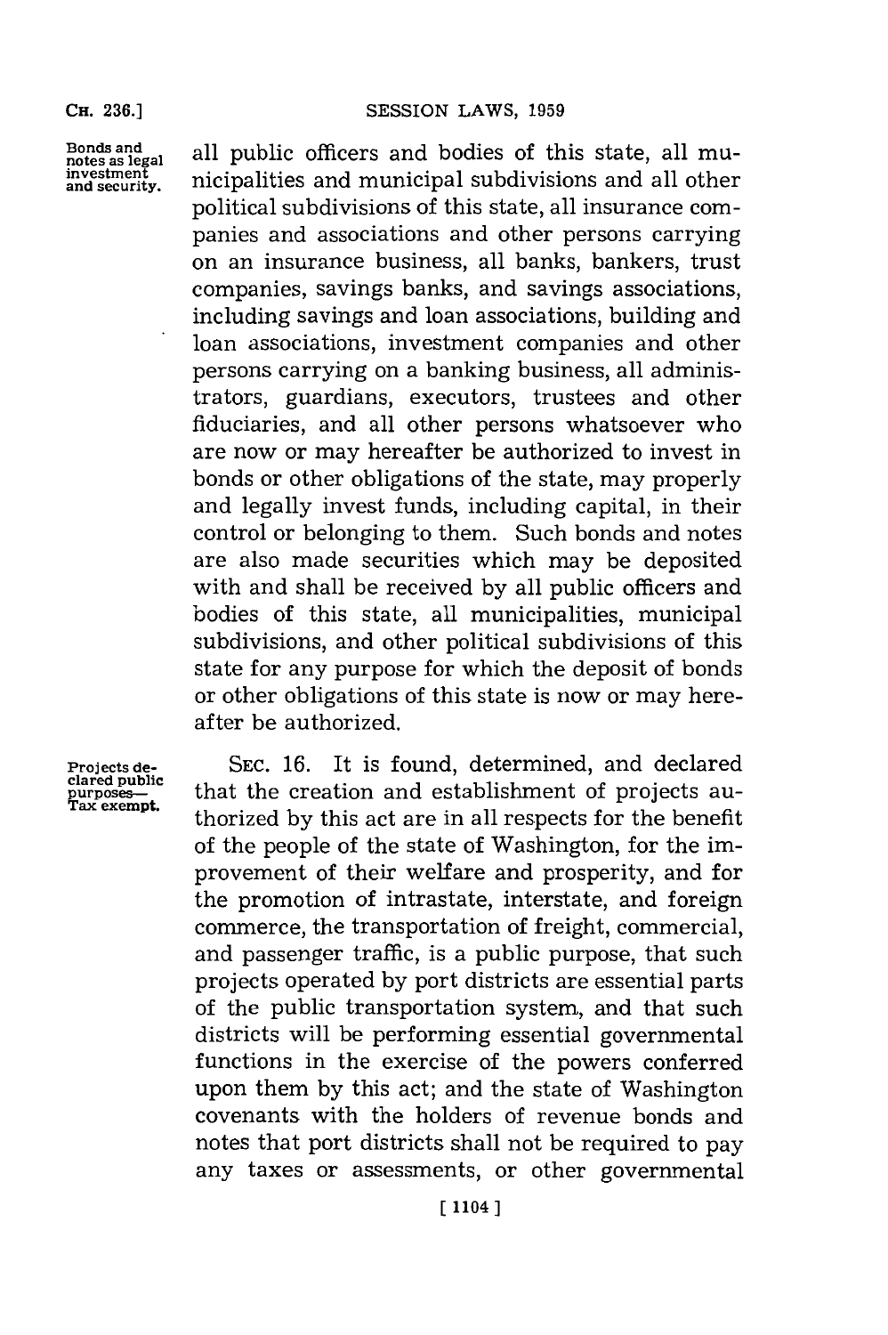all public officers and bodies of this state, all municipalities and municipal subdivisions and all other political subdivisions of this state, all insurance companies and associations and other persons carrying on an insurance business, all banks, bankers, trust companies, savings banks, and savings associations, including savings and loan associations, building and loan associations, investment companies and other persons carrying on a banking business, all administrators, guardians, executors, trustees and other fiduciaries, and all other persons whatsoever who are now or may hereafter be authorized to invest in bonds or other obligations of the state, may properly and legally invest funds, including capital, in their control or belonging to them. Such bonds and notes are also made securities which may be deposited with and shall be received by all public officers and bodies of this state, all municipalities, municipal subdivisions, and other political subdivisions of this state for any purpose for which the deposit of bonds or other obligations of this state is now or may hereafter be authorized.

*Bonds and notes as legal investment and security.*

SEC. 16. It is found, determined, and declared that the creation and establishment of projects authorized by this act are in all respects for the benefit of the people of the state of Washington, for the improvement of their welfare and prosperity, and for the promotion of intrastate, interstate, and foreign commerce, the transportation of freight, commercial, and passenger traffic, is a public purpose, that such projects operated by port districts are essential parts of the public transportation system, and that such districts will be performing essential governmental functions in the exercise of the powers conferred upon them by this act; and the state of Washington covenants with the holders of revenue bonds and notes that port districts shall not be required to pay any taxes or assessments, or other governmental

*Projects declared public purposes— Tax exempt.*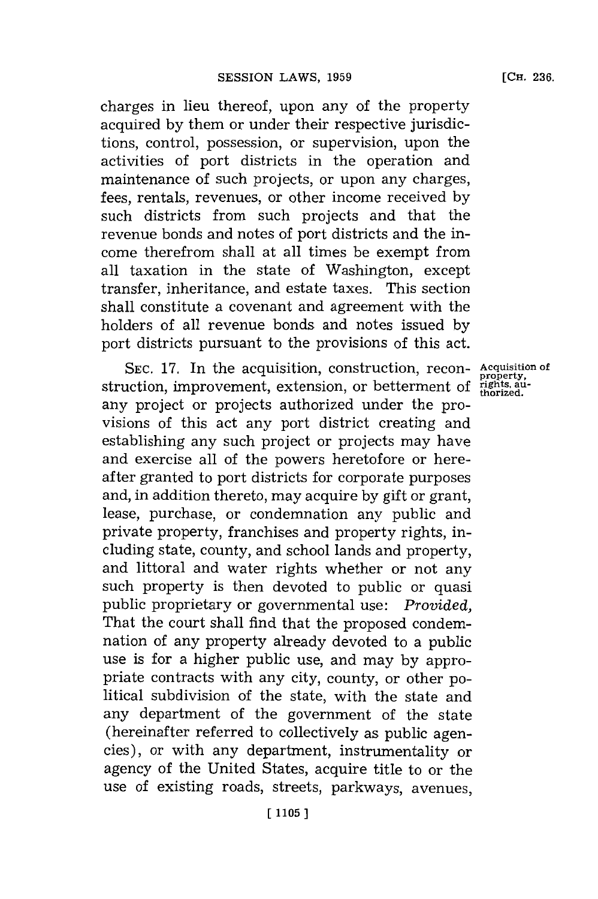charges in lieu thereof, upon any of the property acquired by them or under their respective jurisdictions, control, possession, or supervision, upon the activities of port districts in the operation and maintenance of such projects, or upon any charges, fees, rentals, revenues, or other income received by such districts from such projects and that the revenue bonds and notes of port districts and the income therefrom shall at all times be exempt from all taxation in the state of Washington, except transfer, inheritance, and estate taxes. This section shall constitute a covenant and agreement with the holders of all revenue bonds and notes issued by port districts pursuant to the provisions of this act.

Acquisition of property, rights, authorized.

SEC. 17. In the acquisition, construction, reconstruction, improvement, extension, or betterment of any project or projects authorized under the provisions of this act any port district creating and establishing any such project or projects may have and exercise all of the powers heretofore or hereafter granted to port districts for corporate purposes and, in addition thereto, may acquire by gift or grant, lease, purchase, or condemnation any public and private property, franchises and property rights, including state, county, and school lands and property, and littoral and water rights whether or not any such property is then devoted to public or quasi public proprietary or governmental use: *Provided*, That the court shall find that the proposed condemnation of any property already devoted to a public use is for a higher public use, and may by appropriate contracts with any city, county, or other political subdivision of the state, with the state and any department of the government of the state (hereinafter referred to collectively as public agencies), or with any department, instrumentality or agency of the United States, acquire title to or the use of existing roads, streets, parkways, avenues,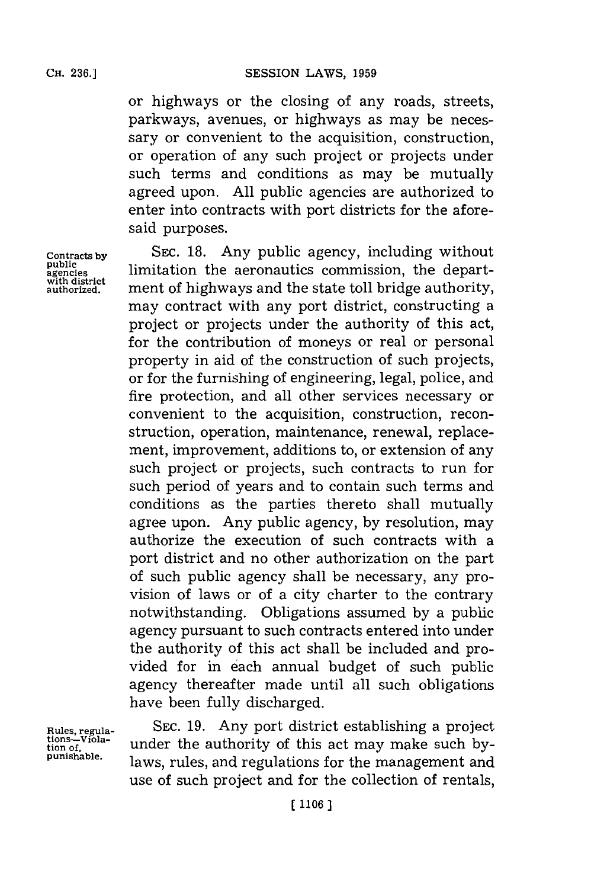or highways or the closing of any roads, streets, parkways, avenues, or highways as may be necessary or convenient to the acquisition, construction, or operation of any such project or projects under such terms and conditions as may be mutually agreed upon. All public agencies are authorized to enter into contracts with port districts for the aforesaid purposes.

Contracts by public agencies with district authorized.

SEC. 18. Any public agency, including without limitation the aeronautics commission, the department of highways and the state toll bridge authority, may contract with any port district, constructing a project or projects under the authority of this act, for the contribution of moneys or real or personal property in aid of the construction of such projects, or for the furnishing of engineering, legal, police, and fire protection, and all other services necessary or convenient to the acquisition, construction, reconstruction, operation, maintenance, renewal, replacement, improvement, additions to, or extension of any such project or projects, such contracts to run for such period of years and to contain such terms and conditions as the parties thereto shall mutually agree upon. Any public agency, by resolution, may authorize the execution of such contracts with a port district and no other authorization on the part of such public agency shall be necessary, any provision of laws or of a city charter to the contrary notwithstanding. Obligations assumed by a public agency pursuant to such contracts entered into under the authority of this act shall be included and provided for in each annual budget of such public agency thereafter made until all such obligations have been fully discharged.

Rules, regulations—Violation of, punishable.

SEC. 19. Any port district establishing a project under the authority of this act may make such by-laws, rules, and regulations for the management and use of such project and for the collection of rentals,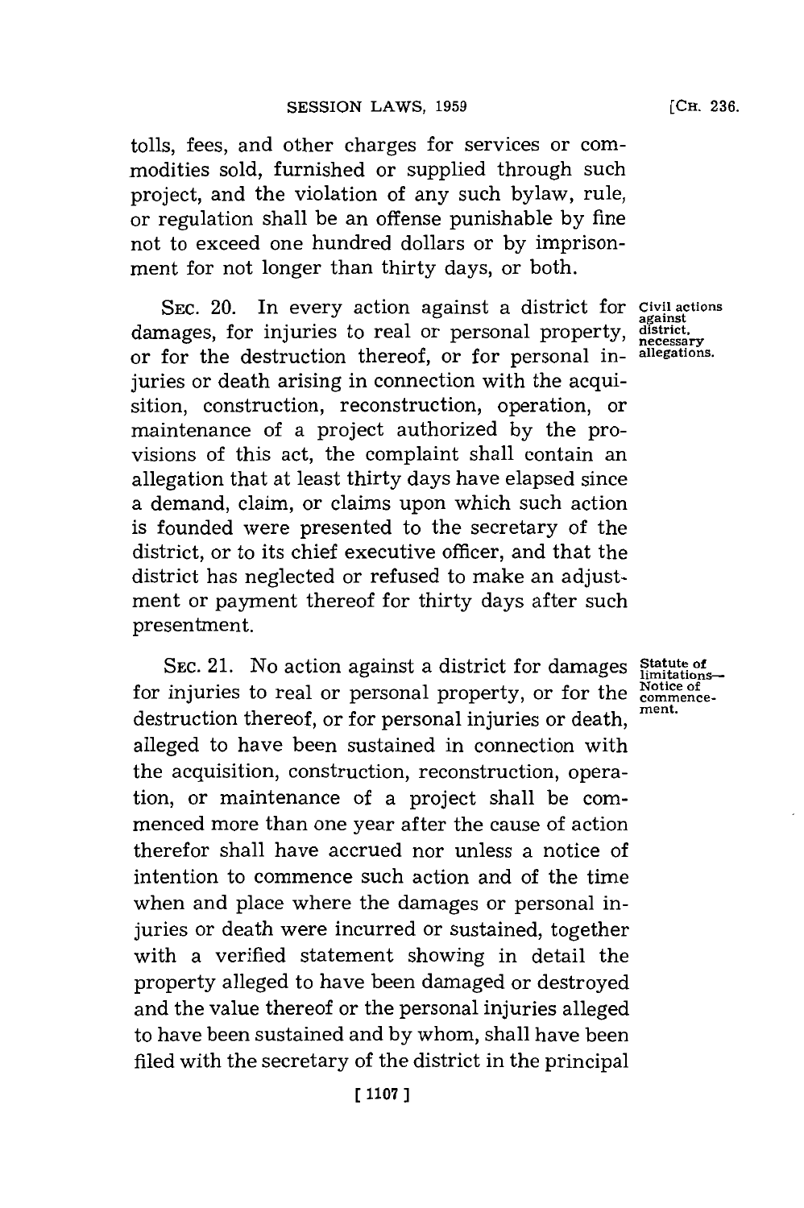tolls, fees, and other charges for services or commodities sold, furnished or supplied through such project, and the violation of any such bylaw, rule, or regulation shall be an offense punishable by fine not to exceed one hundred dollars or by imprisonment for not longer than thirty days, or both.

**Civil actions against district, necessary allegations.**

SEC. 20. In every action against a district for damages, for injuries to real or personal property, or for the destruction thereof, or for personal injuries or death arising in connection with the acquisition, construction, reconstruction, operation, or maintenance of a project authorized by the provisions of this act, the complaint shall contain an allegation that at least thirty days have elapsed since a demand, claim, or claims upon which such action is founded were presented to the secretary of the district, or to its chief executive officer, and that the district has neglected or refused to make an adjustment or payment thereof for thirty days after such presentment.

**Statute of limitations—Notice of commencement.**

SEC. 21. No action against a district for damages for injuries to real or personal property, or for the destruction thereof, or for personal injuries or death, alleged to have been sustained in connection with the acquisition, construction, reconstruction, operation, or maintenance of a project shall be commenced more than one year after the cause of action therefor shall have accrued nor unless a notice of intention to commence such action and of the time when and place where the damages or personal injuries or death were incurred or sustained, together with a verified statement showing in detail the property alleged to have been damaged or destroyed and the value thereof or the personal injuries alleged to have been sustained and by whom, shall have been filed with the secretary of the district in the principal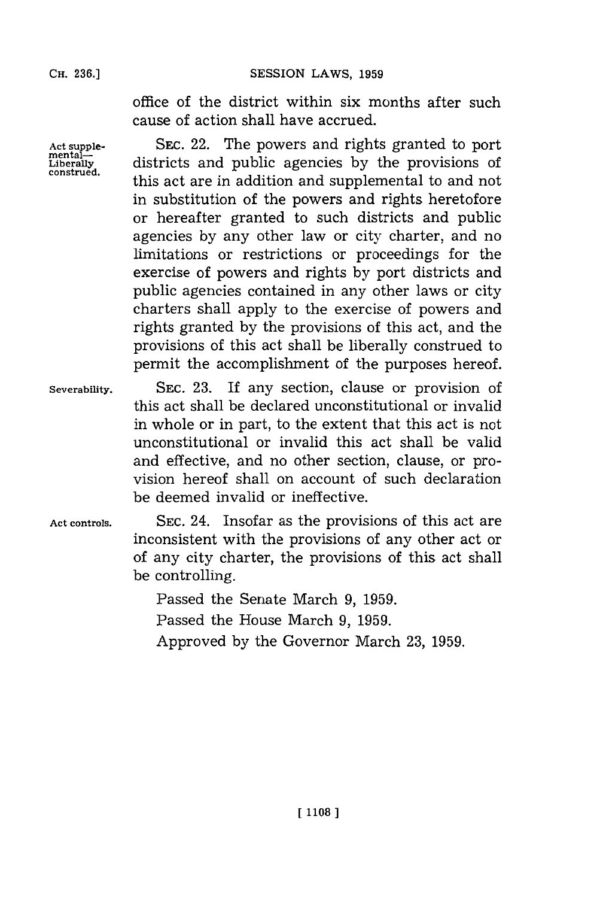office of the district within six months after such cause of action shall have accrued.

Act supplemental—Liberally construed.

SEC. 22. The powers and rights granted to port districts and public agencies by the provisions of this act are in addition and supplemental to and not in substitution of the powers and rights heretofore or hereafter granted to such districts and public agencies by any other law or city charter, and no limitations or restrictions or proceedings for the exercise of powers and rights by port districts and public agencies contained in any other laws or city charters shall apply to the exercise of powers and rights granted by the provisions of this act, and the provisions of this act shall be liberally construed to permit the accomplishment of the purposes hereof.

Severability.

SEC. 23. If any section, clause or provision of this act shall be declared unconstitutional or invalid in whole or in part, to the extent that this act is not unconstitutional or invalid this act shall be valid and effective, and no other section, clause, or provision hereof shall on account of such declaration be deemed invalid or ineffective.

Act controls.

SEC. 24. Insofar as the provisions of this act are inconsistent with the provisions of any other act or of any city charter, the provisions of this act shall be controlling.

Passed the Senate March 9, 1959.

Passed the House March 9, 1959.

Approved by the Governor March 23, 1959.